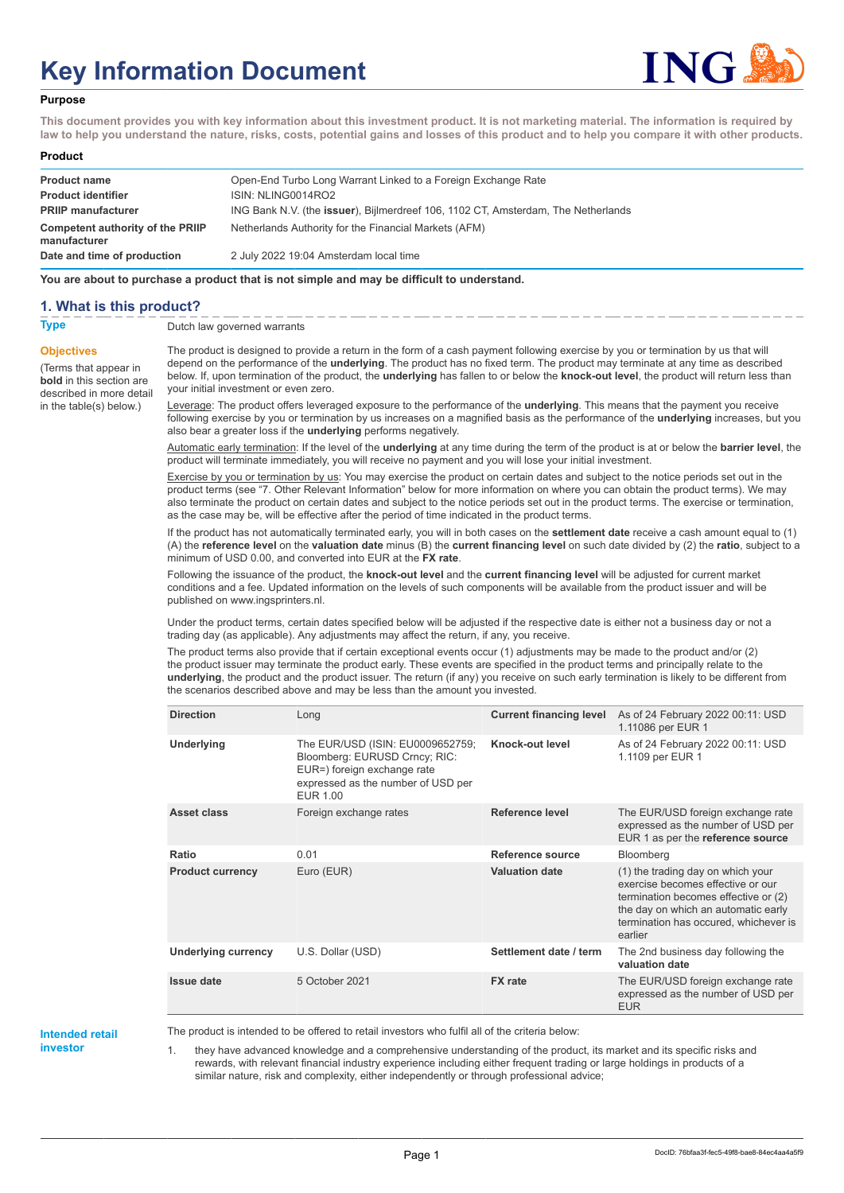# Key Information Document

**Purpose**

**This document provides you with key information about this investment product. It is not marketing material. The information is required by law to help you understand the nature, risks, costs, potential gains and losses of this product and to help you compare it with other products.**

**Product**

| | |
|---|---|
| **Product name** | Open-End Turbo Long Warrant Linked to a Foreign Exchange Rate |
| **Product identifier** | ISIN: NLING0014RO2 |
| **PRIIP manufacturer** | ING Bank N.V. (the **issuer**), Bijlmerdreef 106, 1102 CT, Amsterdam, The Netherlands |
| **Competent authority of the PRIIP manufacturer** | Netherlands Authority for the Financial Markets (AFM) |
| **Date and time of production** | 2 July 2022 19:04 Amsterdam local time |

**You are about to purchase a product that is not simple and may be difficult to understand.**

## 1. What is this product?

**Type**

Dutch law governed warrants

**Objectives**

(Terms that appear in **bold** in this section are described in more detail in the table(s) below.)

The product is designed to provide a return in the form of a cash payment following exercise by you or termination by us that will depend on the performance of the **underlying**. The product has no fixed term. The product may terminate at any time as described below. If, upon termination of the product, the **underlying** has fallen to or below the **knock-out level**, the product will return less than your initial investment or even zero.

Leverage: The product offers leveraged exposure to the performance of the **underlying**. This means that the payment you receive following exercise by you or termination by us increases on a magnified basis as the performance of the **underlying** increases, but you also bear a greater loss if the **underlying** performs negatively.

Automatic early termination: If the level of the **underlying** at any time during the term of the product is at or below the **barrier level**, the product will terminate immediately, you will receive no payment and you will lose your initial investment.

Exercise by you or termination by us: You may exercise the product on certain dates and subject to the notice periods set out in the product terms (see "7. Other Relevant Information" below for more information on where you can obtain the product terms). We may also terminate the product on certain dates and subject to the notice periods set out in the product terms. The exercise or termination, as the case may be, will be effective after the period of time indicated in the product terms.

If the product has not automatically terminated early, you will in both cases on the **settlement date** receive a cash amount equal to (1) (A) the **reference level** on the **valuation date** minus (B) the **current financing level** on such date divided by (2) the **ratio**, subject to a minimum of USD 0.00, and converted into EUR at the **FX rate**.

Following the issuance of the product, the **knock-out level** and the **current financing level** will be adjusted for current market conditions and a fee. Updated information on the levels of such components will be available from the product issuer and will be published on www.ingsprinters.nl.

Under the product terms, certain dates specified below will be adjusted if the respective date is either not a business day or not a trading day (as applicable). Any adjustments may affect the return, if any, you receive.

The product terms also provide that if certain exceptional events occur (1) adjustments may be made to the product and/or (2) the product issuer may terminate the product early. These events are specified in the product terms and principally relate to the **underlying**, the product and the product issuer. The return (if any) you receive on such early termination is likely to be different from the scenarios described above and may be less than the amount you invested.

| | | | |
|---|---|---|---|
| **Direction** | Long | **Current financing level** | As of 24 February 2022 00:11: USD 1.11086 per EUR 1 |
| **Underlying** | The EUR/USD (ISIN: EU0009652759; Bloomberg: EURUSD Crncy; RIC: EUR=) foreign exchange rate expressed as the number of USD per EUR 1.00 | **Knock-out level** | As of 24 February 2022 00:11: USD 1.1109 per EUR 1 |
| **Asset class** | Foreign exchange rates | **Reference level** | The EUR/USD foreign exchange rate expressed as the number of USD per EUR 1 as per the **reference source** |
| **Ratio** | 0.01 | **Reference source** | Bloomberg |
| **Product currency** | Euro (EUR) | **Valuation date** | (1) the trading day on which your exercise becomes effective or our termination becomes effective or (2) the day on which an automatic early termination has occured, whichever is earlier |
| **Underlying currency** | U.S. Dollar (USD) | **Settlement date / term** | The 2nd business day following the **valuation date** |
| **Issue date** | 5 October 2021 | **FX rate** | The EUR/USD foreign exchange rate expressed as the number of USD per EUR |

**Intended retail investor**

The product is intended to be offered to retail investors who fulfil all of the criteria below:

1. they have advanced knowledge and a comprehensive understanding of the product, its market and its specific risks and rewards, with relevant financial industry experience including either frequent trading or large holdings in products of a similar nature, risk and complexity, either independently or through professional advice;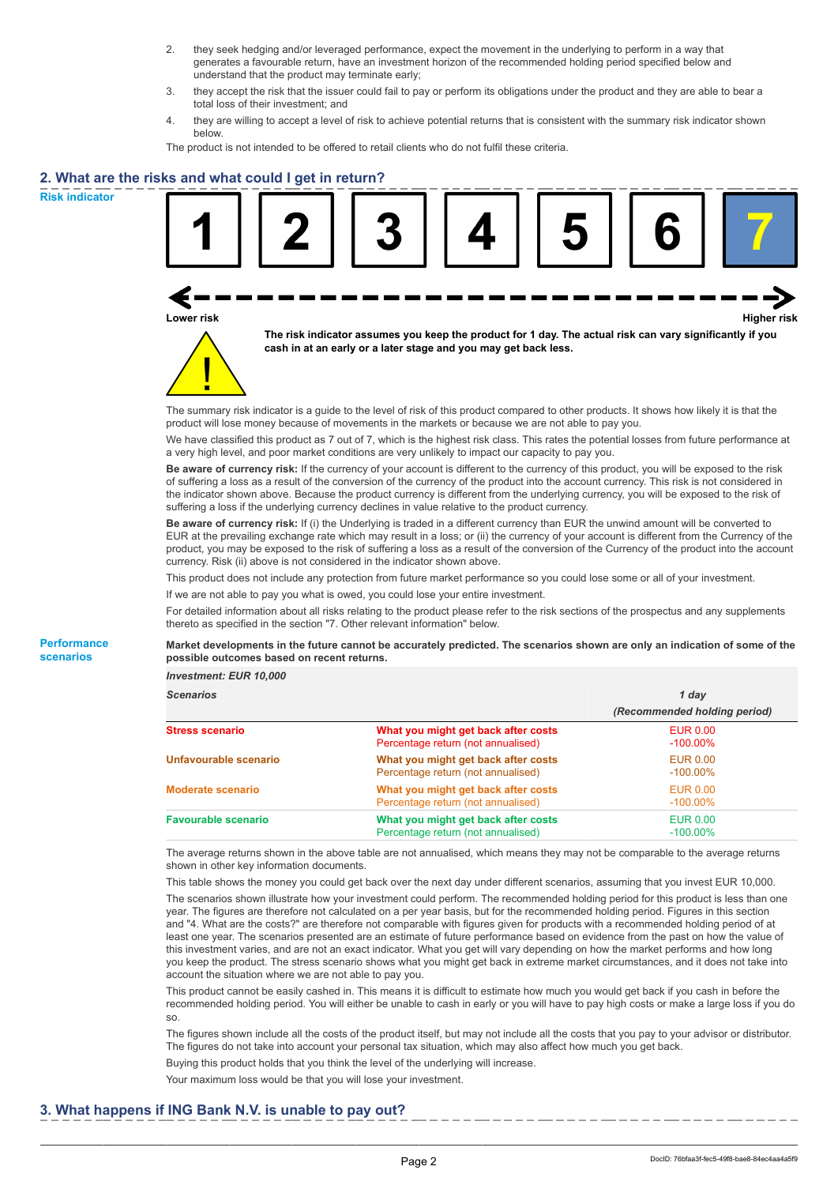2. they seek hedging and/or leveraged performance, expect the movement in the underlying to perform in a way that generates a favourable return, have an investment horizon of the recommended holding period specified below and understand that the product may terminate early;
3. they accept the risk that the issuer could fail to pay or perform its obligations under the product and they are able to bear a total loss of their investment; and
4. they are willing to accept a level of risk to achieve potential returns that is consistent with the summary risk indicator shown below.

The product is not intended to be offered to retail clients who do not fulfil these criteria.

## 2. What are the risks and what could I get in return?

**Risk indicator**

| 1 | 2 | 3 | 4 | 5 | 6 | **7** |
|---|---|---|---|---|---|---|

Lower risk — Higher risk

**The risk indicator assumes you keep the product for 1 day. The actual risk can vary significantly if you cash in at an early or a later stage and you may get back less.**

The summary risk indicator is a guide to the level of risk of this product compared to other products. It shows how likely it is that the product will lose money because of movements in the markets or because we are not able to pay you.

We have classified this product as 7 out of 7, which is the highest risk class. This rates the potential losses from future performance at a very high level, and poor market conditions are very unlikely to impact our capacity to pay you.

**Be aware of currency risk:** If the currency of your account is different to the currency of this product, you will be exposed to the risk of suffering a loss as a result of the conversion of the currency of the product into the account currency. This risk is not considered in the indicator shown above. Because the product currency is different from the underlying currency, you will be exposed to the risk of suffering a loss if the underlying currency declines in value relative to the product currency.

**Be aware of currency risk:** If (i) the Underlying is traded in a different currency than EUR the unwind amount will be converted to EUR at the prevailing exchange rate which may result in a loss; or (ii) the currency of your account is different from the Currency of the product, you may be exposed to the risk of suffering a loss as a result of the conversion of the Currency of the product into the account currency. Risk (ii) above is not considered in the indicator shown above.

This product does not include any protection from future market performance so you could lose some or all of your investment.

If we are not able to pay you what is owed, you could lose your entire investment.

For detailed information about all risks relating to the product please refer to the risk sections of the prospectus and any supplements thereto as specified in the section "7. Other relevant information" below.

**Performance scenarios**

**Market developments in the future cannot be accurately predicted. The scenarios shown are only an indication of some of the possible outcomes based on recent returns.**

| *Investment: EUR 10,000* | | |
|---|---|---|
| *Scenarios* | | *1 day (Recommended holding period)* |
| **Stress scenario** | **What you might get back after costs** | EUR 0.00 |
| | Percentage return (not annualised) | -100.00% |
| **Unfavourable scenario** | **What you might get back after costs** | EUR 0.00 |
| | Percentage return (not annualised) | -100.00% |
| **Moderate scenario** | **What you might get back after costs** | EUR 0.00 |
| | Percentage return (not annualised) | -100.00% |
| **Favourable scenario** | **What you might get back after costs** | EUR 0.00 |
| | Percentage return (not annualised) | -100.00% |

The average returns shown in the above table are not annualised, which means they may not be comparable to the average returns shown in other key information documents.

This table shows the money you could get back over the next day under different scenarios, assuming that you invest EUR 10,000.

The scenarios shown illustrate how your investment could perform. The recommended holding period for this product is less than one year. The figures are therefore not calculated on a per year basis, but for the recommended holding period. Figures in this section and "4. What are the costs?" are therefore not comparable with figures given for products with a recommended holding period of at least one year. The scenarios presented are an estimate of future performance based on evidence from the past on how the value of this investment varies, and are not an exact indicator. What you get will vary depending on how the market performs and how long you keep the product. The stress scenario shows what you might get back in extreme market circumstances, and it does not take into account the situation where we are not able to pay you.

This product cannot be easily cashed in. This means it is difficult to estimate how much you would get back if you cash in before the recommended holding period. You will either be unable to cash in early or you will have to pay high costs or make a large loss if you do so.

The figures shown include all the costs of the product itself, but may not include all the costs that you pay to your advisor or distributor. The figures do not take into account your personal tax situation, which may also affect how much you get back.

Buying this product holds that you think the level of the underlying will increase.

Your maximum loss would be that you will lose your investment.

## 3. What happens if ING Bank N.V. is unable to pay out?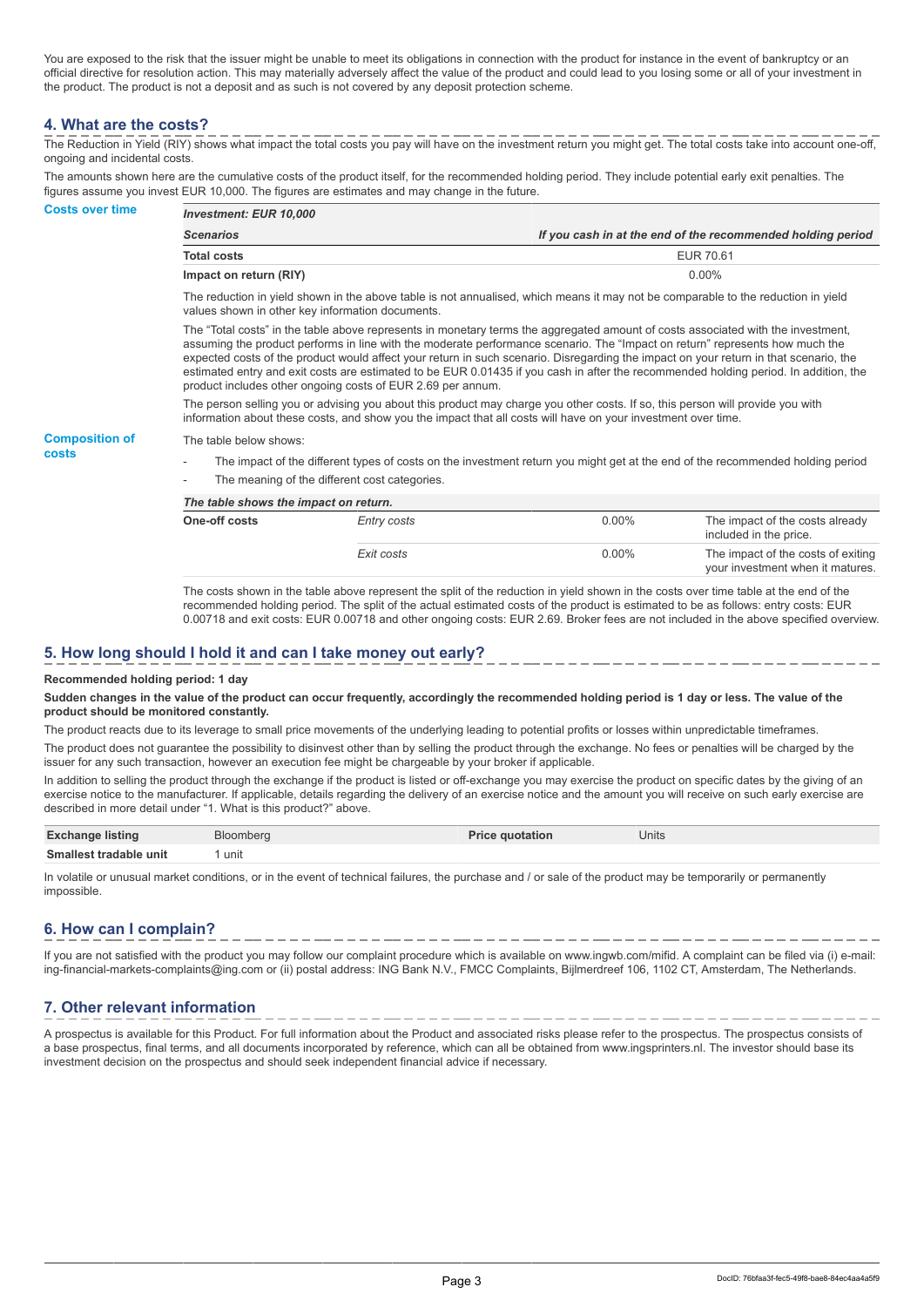You are exposed to the risk that the issuer might be unable to meet its obligations in connection with the product for instance in the event of bankruptcy or an official directive for resolution action. This may materially adversely affect the value of the product and could lead to you losing some or all of your investment in the product. The product is not a deposit and as such is not covered by any deposit protection scheme.

## 4. What are the costs?

The Reduction in Yield (RIY) shows what impact the total costs you pay will have on the investment return you might get. The total costs take into account one-off, ongoing and incidental costs.

The amounts shown here are the cumulative costs of the product itself, for the recommended holding period. They include potential early exit penalties. The figures assume you invest EUR 10,000. The figures are estimates and may change in the future.

**Costs over time**

| *Investment: EUR 10,000* | |
|---|---|
| ***Scenarios*** | ***If you cash in at the end of the recommended holding period*** |
| **Total costs** | EUR 70.61 |
| **Impact on return (RIY)** | 0.00% |

The reduction in yield shown in the above table is not annualised, which means it may not be comparable to the reduction in yield values shown in other key information documents.

The "Total costs" in the table above represents in monetary terms the aggregated amount of costs associated with the investment, assuming the product performs in line with the moderate performance scenario. The "Impact on return" represents how much the expected costs of the product would affect your return in such scenario. Disregarding the impact on your return in that scenario, the estimated entry and exit costs are estimated to be EUR 0.01435 if you cash in after the recommended holding period. In addition, the product includes other ongoing costs of EUR 2.69 per annum.

The person selling you or advising you about this product may charge you other costs. If so, this person will provide you with information about these costs, and show you the impact that all costs will have on your investment over time.

**Composition of costs**

The table below shows:

- The impact of the different types of costs on the investment return you might get at the end of the recommended holding period
- The meaning of the different cost categories.

| *The table shows the impact on return.* | | | |
|---|---|---|---|
| **One-off costs** | *Entry costs* | 0.00% | The impact of the costs already included in the price. |
| | *Exit costs* | 0.00% | The impact of the costs of exiting your investment when it matures. |

The costs shown in the table above represent the split of the reduction in yield shown in the costs over time table at the end of the recommended holding period. The split of the actual estimated costs of the product is estimated to be as follows: entry costs: EUR 0.00718 and exit costs: EUR 0.00718 and other ongoing costs: EUR 2.69. Broker fees are not included in the above specified overview.

## 5. How long should I hold it and can I take money out early?

**Recommended holding period: 1 day**

**Sudden changes in the value of the product can occur frequently, accordingly the recommended holding period is 1 day or less. The value of the product should be monitored constantly.**

The product reacts due to its leverage to small price movements of the underlying leading to potential profits or losses within unpredictable timeframes.

The product does not guarantee the possibility to disinvest other than by selling the product through the exchange. No fees or penalties will be charged by the issuer for any such transaction, however an execution fee might be chargeable by your broker if applicable.

In addition to selling the product through the exchange if the product is listed or off-exchange you may exercise the product on specific dates by the giving of an exercise notice to the manufacturer. If applicable, details regarding the delivery of an exercise notice and the amount you will receive on such early exercise are described in more detail under "1. What is this product?" above.

| **Exchange listing** | Bloomberg | **Price quotation** | Units |
|---|---|---|---|
| **Smallest tradable unit** | 1 unit | | |

In volatile or unusual market conditions, or in the event of technical failures, the purchase and / or sale of the product may be temporarily or permanently impossible.

## 6. How can I complain?

If you are not satisfied with the product you may follow our complaint procedure which is available on www.ingwb.com/mifid. A complaint can be filed via (i) e-mail: ing-financial-markets-complaints@ing.com or (ii) postal address: ING Bank N.V., FMCC Complaints, Bijlmerdreef 106, 1102 CT, Amsterdam, The Netherlands.

## 7. Other relevant information

A prospectus is available for this Product. For full information about the Product and associated risks please refer to the prospectus. The prospectus consists of a base prospectus, final terms, and all documents incorporated by reference, which can all be obtained from www.ingsprinters.nl. The investor should base its investment decision on the prospectus and should seek independent financial advice if necessary.